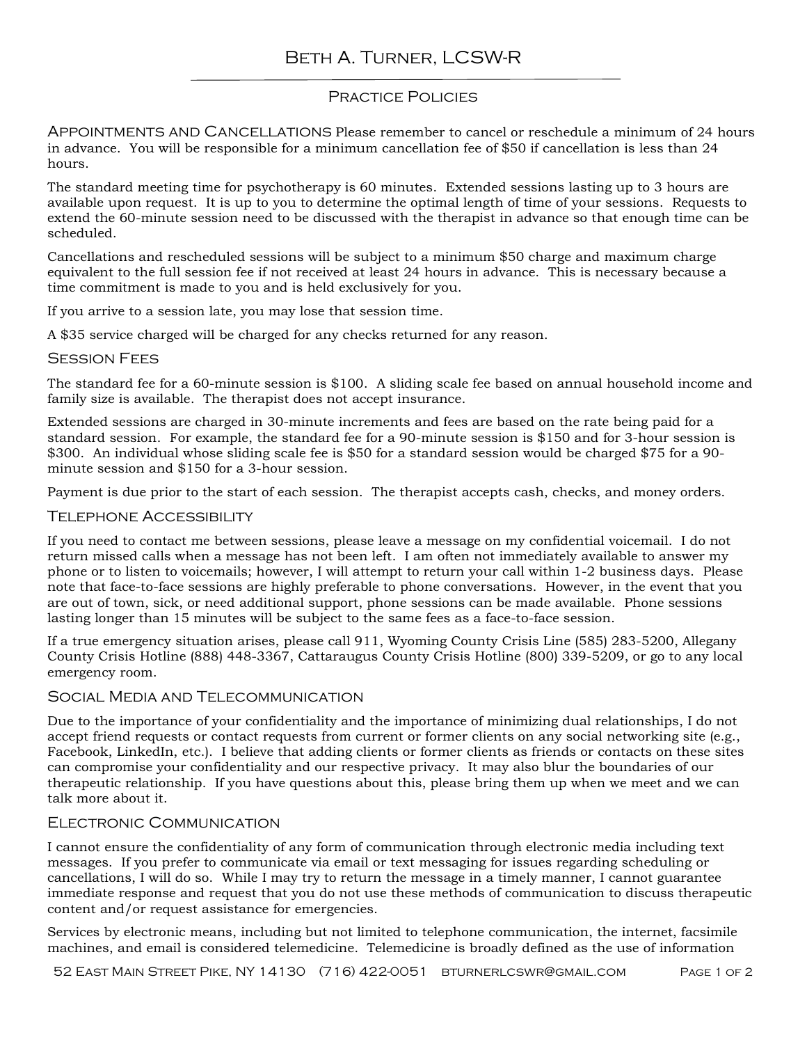# Beth A. Turner, LCSW-R

## Practice Policies

**Appointments and Cancellations** Please remember to cancel or reschedule a minimum of 24 hours in advance. You will be responsible for a minimum cancellation fee of $50 if cancellation is less than 24 hours.

The standard meeting time for psychotherapy is 60 minutes. Extended sessions lasting up to 3 hours are available upon request. It is up to you to determine the optimal length of time of your sessions. Requests to extend the 60-minute session need to be discussed with the therapist in advance so that enough time can be scheduled.

Cancellations and rescheduled sessions will be subject to a minimum $50 charge and maximum charge equivalent to the full session fee if not received at least 24 hours in advance. This is necessary because a time commitment is made to you and is held exclusively for you.

If you arrive to a session late, you may lose that session time.

A $35 service charged will be charged for any checks returned for any reason.

### Session Fees

The standard fee for a 60-minute session is $100. A sliding scale fee based on annual household income and family size is available. The therapist does not accept insurance.

Extended sessions are charged in 30-minute increments and fees are based on the rate being paid for a standard session. For example, the standard fee for a 90-minute session is $150 and for 3-hour session is $300. An individual whose sliding scale fee is $50 for a standard session would be charged $75 for a 90-minute session and $150 for a 3-hour session.

Payment is due prior to the start of each session. The therapist accepts cash, checks, and money orders.

### Telephone Accessibility

If you need to contact me between sessions, please leave a message on my confidential voicemail. I do not return missed calls when a message has not been left. I am often not immediately available to answer my phone or to listen to voicemails; however, I will attempt to return your call within 1-2 business days. Please note that face-to-face sessions are highly preferable to phone conversations. However, in the event that you are out of town, sick, or need additional support, phone sessions can be made available. Phone sessions lasting longer than 15 minutes will be subject to the same fees as a face-to-face session.

If a true emergency situation arises, please call 911, Wyoming County Crisis Line (585) 283-5200, Allegany County Crisis Hotline (888) 448-3367, Cattaraugus County Crisis Hotline (800) 339-5209, or go to any local emergency room.

### Social Media and Telecommunication

Due to the importance of your confidentiality and the importance of minimizing dual relationships, I do not accept friend requests or contact requests from current or former clients on any social networking site (e.g., Facebook, LinkedIn, etc.). I believe that adding clients or former clients as friends or contacts on these sites can compromise your confidentiality and our respective privacy. It may also blur the boundaries of our therapeutic relationship. If you have questions about this, please bring them up when we meet and we can talk more about it.

### Electronic Communication

I cannot ensure the confidentiality of any form of communication through electronic media including text messages. If you prefer to communicate via email or text messaging for issues regarding scheduling or cancellations, I will do so. While I may try to return the message in a timely manner, I cannot guarantee immediate response and request that you do not use these methods of communication to discuss therapeutic content and/or request assistance for emergencies.

Services by electronic means, including but not limited to telephone communication, the internet, facsimile machines, and email is considered telemedicine. Telemedicine is broadly defined as the use of information

52 East Main Street Pike, NY 14130 (716) 422-0051 bturnerlcswr@gmail.com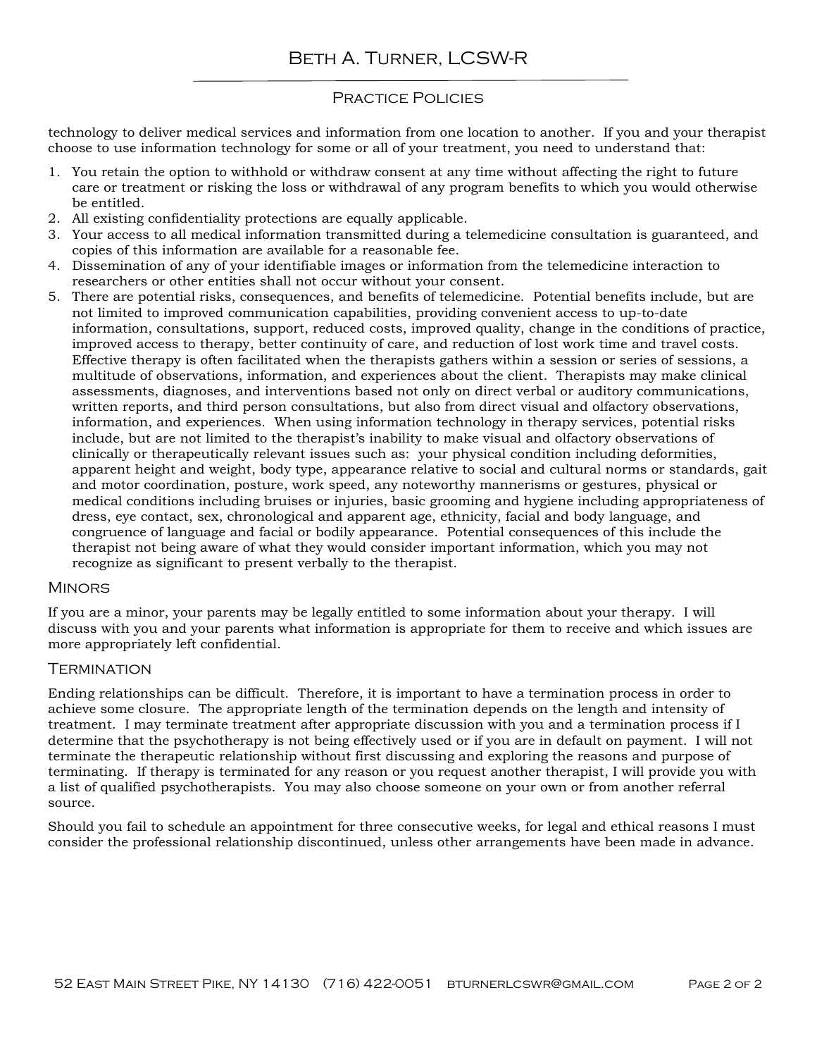technology to deliver medical services and information from one location to another. If you and your therapist choose to use information technology for some or all of your treatment, you need to understand that:

1. You retain the option to withhold or withdraw consent at any time without affecting the right to future care or treatment or risking the loss or withdrawal of any program benefits to which you would otherwise be entitled.
2. All existing confidentiality protections are equally applicable.
3. Your access to all medical information transmitted during a telemedicine consultation is guaranteed, and copies of this information are available for a reasonable fee.
4. Dissemination of any of your identifiable images or information from the telemedicine interaction to researchers or other entities shall not occur without your consent.
5. There are potential risks, consequences, and benefits of telemedicine. Potential benefits include, but are not limited to improved communication capabilities, providing convenient access to up-to-date information, consultations, support, reduced costs, improved quality, change in the conditions of practice, improved access to therapy, better continuity of care, and reduction of lost work time and travel costs. Effective therapy is often facilitated when the therapists gathers within a session or series of sessions, a multitude of observations, information, and experiences about the client. Therapists may make clinical assessments, diagnoses, and interventions based not only on direct verbal or auditory communications, written reports, and third person consultations, but also from direct visual and olfactory observations, information, and experiences. When using information technology in therapy services, potential risks include, but are not limited to the therapist's inability to make visual and olfactory observations of clinically or therapeutically relevant issues such as: your physical condition including deformities, apparent height and weight, body type, appearance relative to social and cultural norms or standards, gait and motor coordination, posture, work speed, any noteworthy mannerisms or gestures, physical or medical conditions including bruises or injuries, basic grooming and hygiene including appropriateness of dress, eye contact, sex, chronological and apparent age, ethnicity, facial and body language, and congruence of language and facial or bodily appearance. Potential consequences of this include the therapist not being aware of what they would consider important information, which you may not recognize as significant to present verbally to the therapist.

## Minors

If you are a minor, your parents may be legally entitled to some information about your therapy. I will discuss with you and your parents what information is appropriate for them to receive and which issues are more appropriately left confidential.

## Termination

Ending relationships can be difficult. Therefore, it is important to have a termination process in order to achieve some closure. The appropriate length of the termination depends on the length and intensity of treatment. I may terminate treatment after appropriate discussion with you and a termination process if I determine that the psychotherapy is not being effectively used or if you are in default on payment. I will not terminate the therapeutic relationship without first discussing and exploring the reasons and purpose of terminating. If therapy is terminated for any reason or you request another therapist, I will provide you with a list of qualified psychotherapists. You may also choose someone on your own or from another referral source.

Should you fail to schedule an appointment for three consecutive weeks, for legal and ethical reasons I must consider the professional relationship discontinued, unless other arrangements have been made in advance.